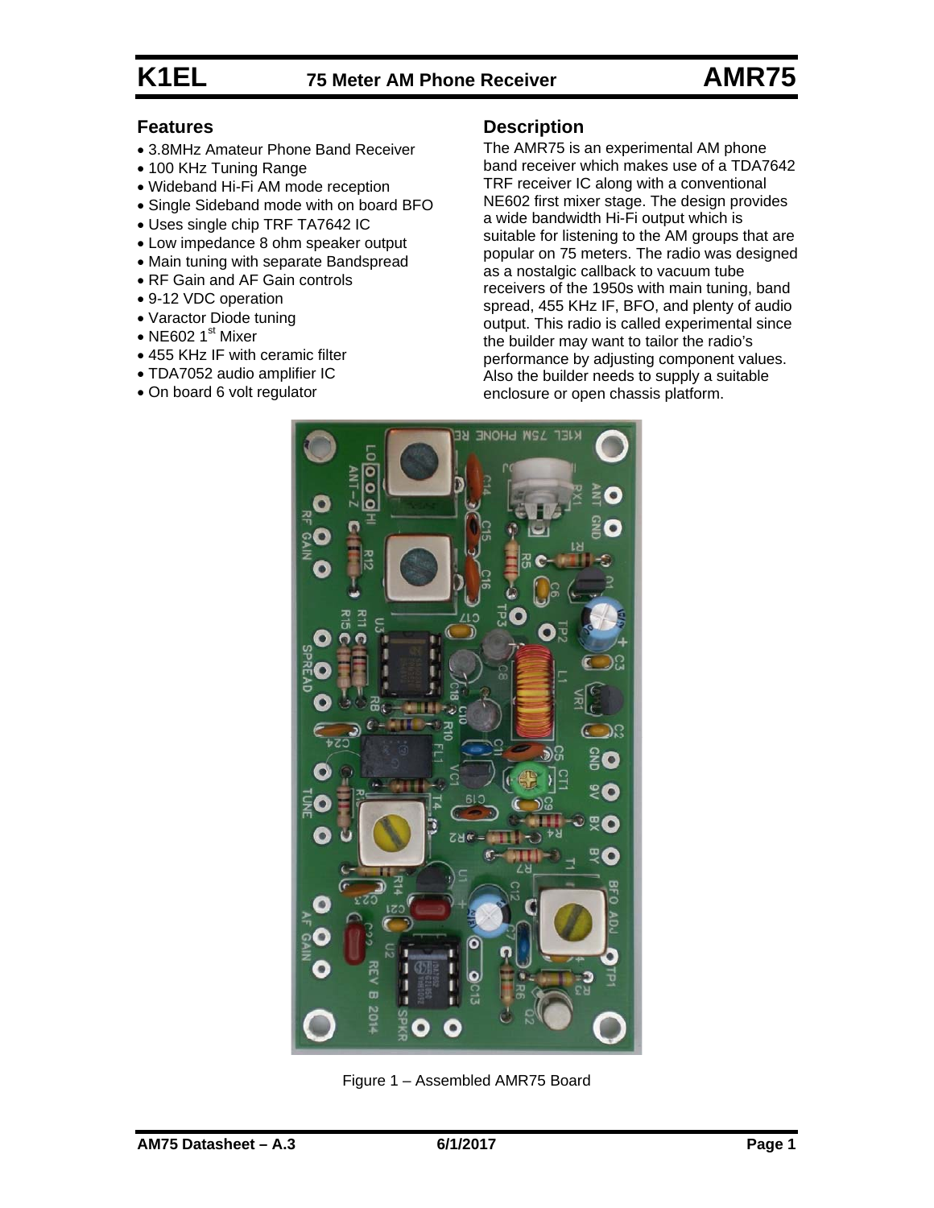# K1EL 75 Meter AM Phone Receiver AMR75

## Features

- 3.8MHz Amateur Phone Band Receiver
- 100 KHz Tuning Range
- Wideband Hi-Fi AM mode reception
- Single Sideband mode with on board BFO
- Uses single chip TRF TA7642 IC
- Low impedance 8 ohm speaker output
- Main tuning with separate Bandspread
- RF Gain and AF Gain controls
- 9-12 VDC operation
- Varactor Diode tuning
- NE602 1st Mixer
- 455 KHz IF with ceramic filter
- TDA7052 audio amplifier IC
- On board 6 volt regulator

## Description

The AMR75 is an experimental AM phone band receiver which makes use of a TDA7642 TRF receiver IC along with a conventional NE602 first mixer stage. The design provides a wide bandwidth Hi-Fi output which is suitable for listening to the AM groups that are popular on 75 meters. The radio was designed as a nostalgic callback to vacuum tube receivers of the 1950s with main tuning, band spread, 455 KHz IF, BFO, and plenty of audio output. This radio is called experimental since the builder may want to tailor the radio's performance by adjusting component values. Also the builder needs to supply a suitable enclosure or open chassis platform.

Figure 1 – Assembled AMR75 Board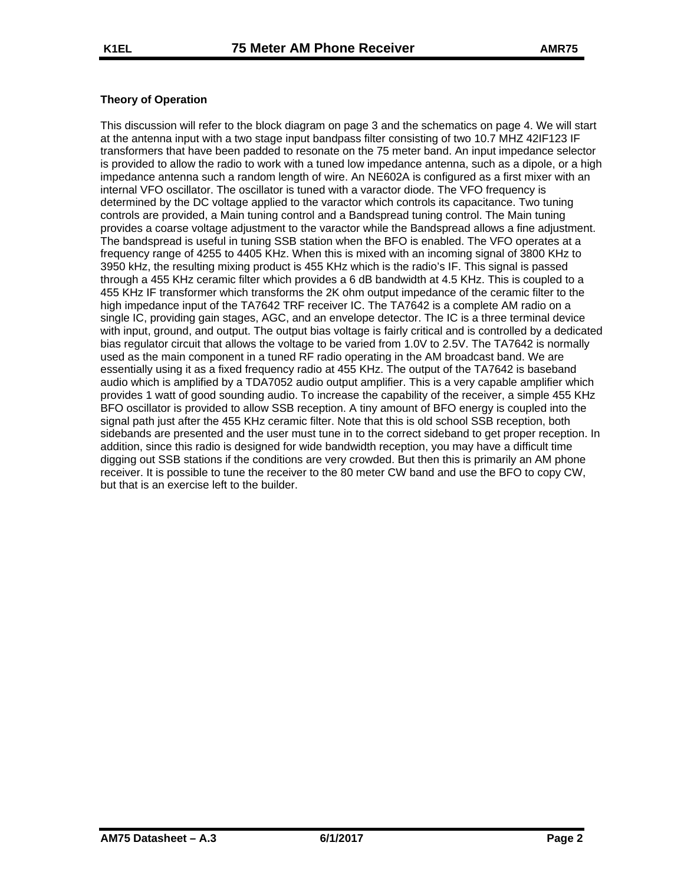### Theory of Operation

This discussion will refer to the block diagram on page 3 and the schematics on page 4. We will start at the antenna input with a two stage input bandpass filter consisting of two 10.7 MHZ 42IF123 IF transformers that have been padded to resonate on the 75 meter band. An input impedance selector is provided to allow the radio to work with a tuned low impedance antenna, such as a dipole, or a high impedance antenna such a random length of wire. An NE602A is configured as a first mixer with an internal VFO oscillator. The oscillator is tuned with a varactor diode. The VFO frequency is determined by the DC voltage applied to the varactor which controls its capacitance. Two tuning controls are provided, a Main tuning control and a Bandspread tuning control. The Main tuning provides a coarse voltage adjustment to the varactor while the Bandspread allows a fine adjustment. The bandspread is useful in tuning SSB station when the BFO is enabled. The VFO operates at a frequency range of 4255 to 4405 KHz. When this is mixed with an incoming signal of 3800 KHz to 3950 kHz, the resulting mixing product is 455 KHz which is the radio's IF. This signal is passed through a 455 KHz ceramic filter which provides a 6 dB bandwidth at 4.5 KHz. This is coupled to a 455 KHz IF transformer which transforms the 2K ohm output impedance of the ceramic filter to the high impedance input of the TA7642 TRF receiver IC. The TA7642 is a complete AM radio on a single IC, providing gain stages, AGC, and an envelope detector. The IC is a three terminal device with input, ground, and output. The output bias voltage is fairly critical and is controlled by a dedicated bias regulator circuit that allows the voltage to be varied from 1.0V to 2.5V. The TA7642 is normally used as the main component in a tuned RF radio operating in the AM broadcast band. We are essentially using it as a fixed frequency radio at 455 KHz. The output of the TA7642 is baseband audio which is amplified by a TDA7052 audio output amplifier. This is a very capable amplifier which provides 1 watt of good sounding audio. To increase the capability of the receiver, a simple 455 KHz BFO oscillator is provided to allow SSB reception. A tiny amount of BFO energy is coupled into the signal path just after the 455 KHz ceramic filter. Note that this is old school SSB reception, both sidebands are presented and the user must tune in to the correct sideband to get proper reception. In addition, since this radio is designed for wide bandwidth reception, you may have a difficult time digging out SSB stations if the conditions are very crowded. But then this is primarily an AM phone receiver. It is possible to tune the receiver to the 80 meter CW band and use the BFO to copy CW, but that is an exercise left to the builder.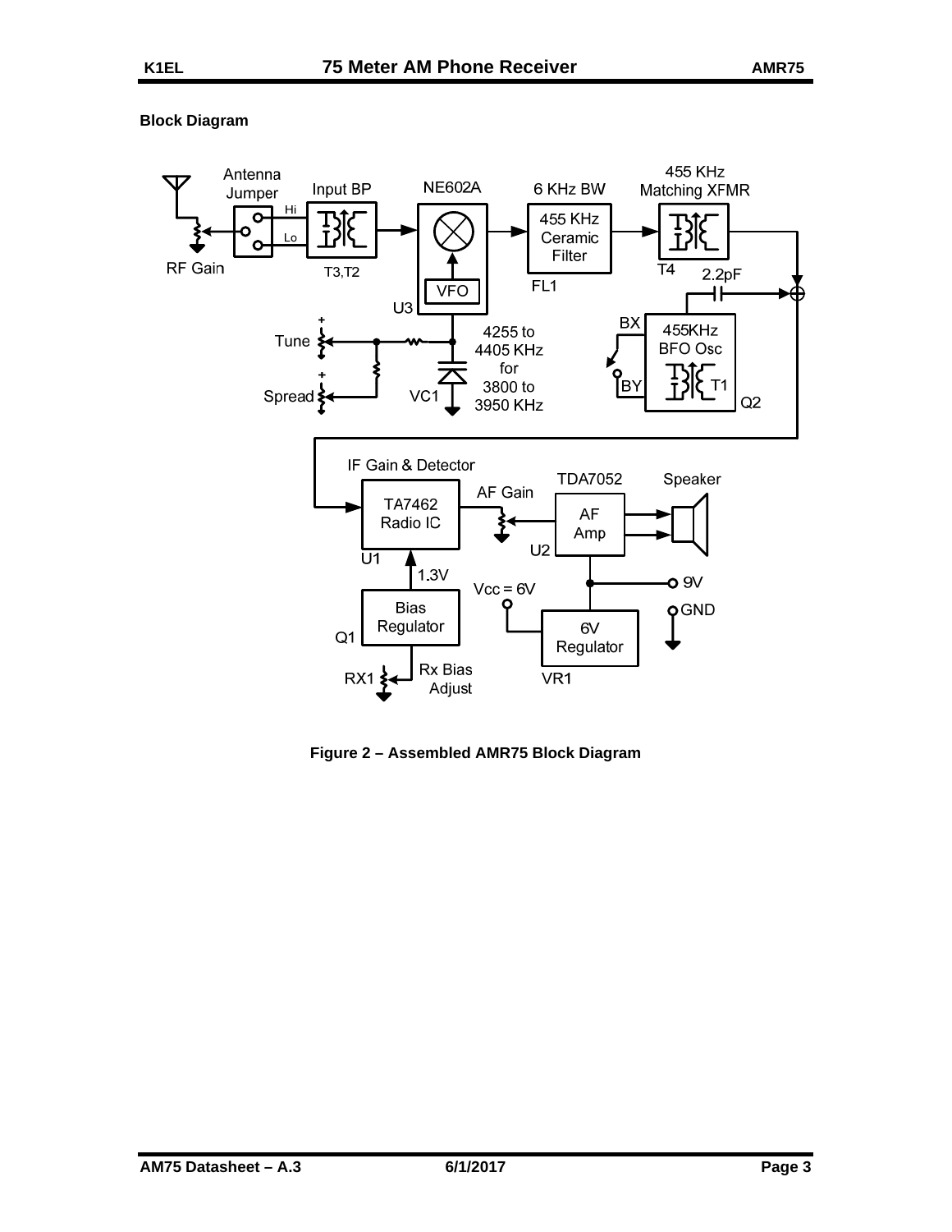**Block Diagram**

Figure 2 – Assembled AMR75 Block Diagram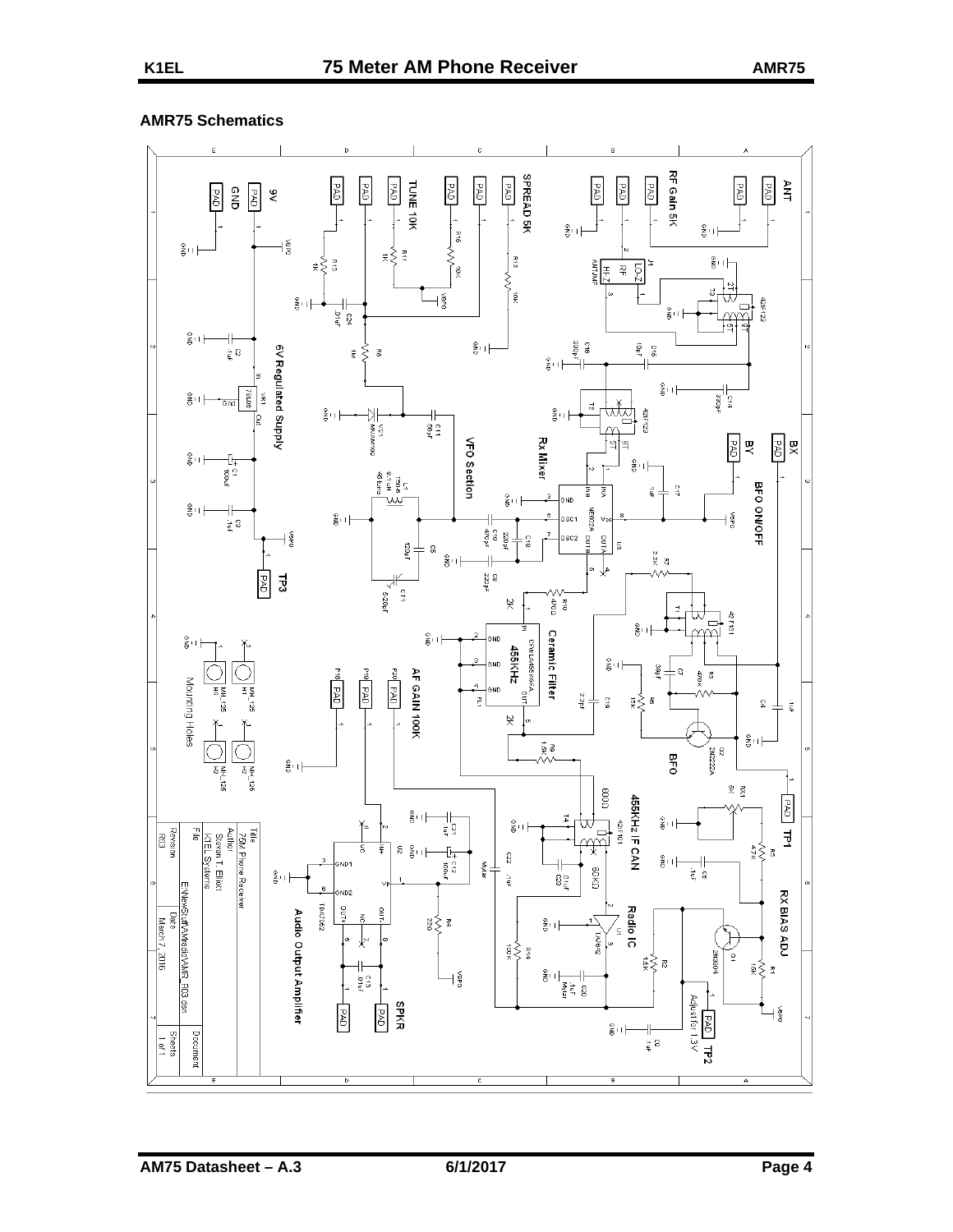## AMR75 Schematics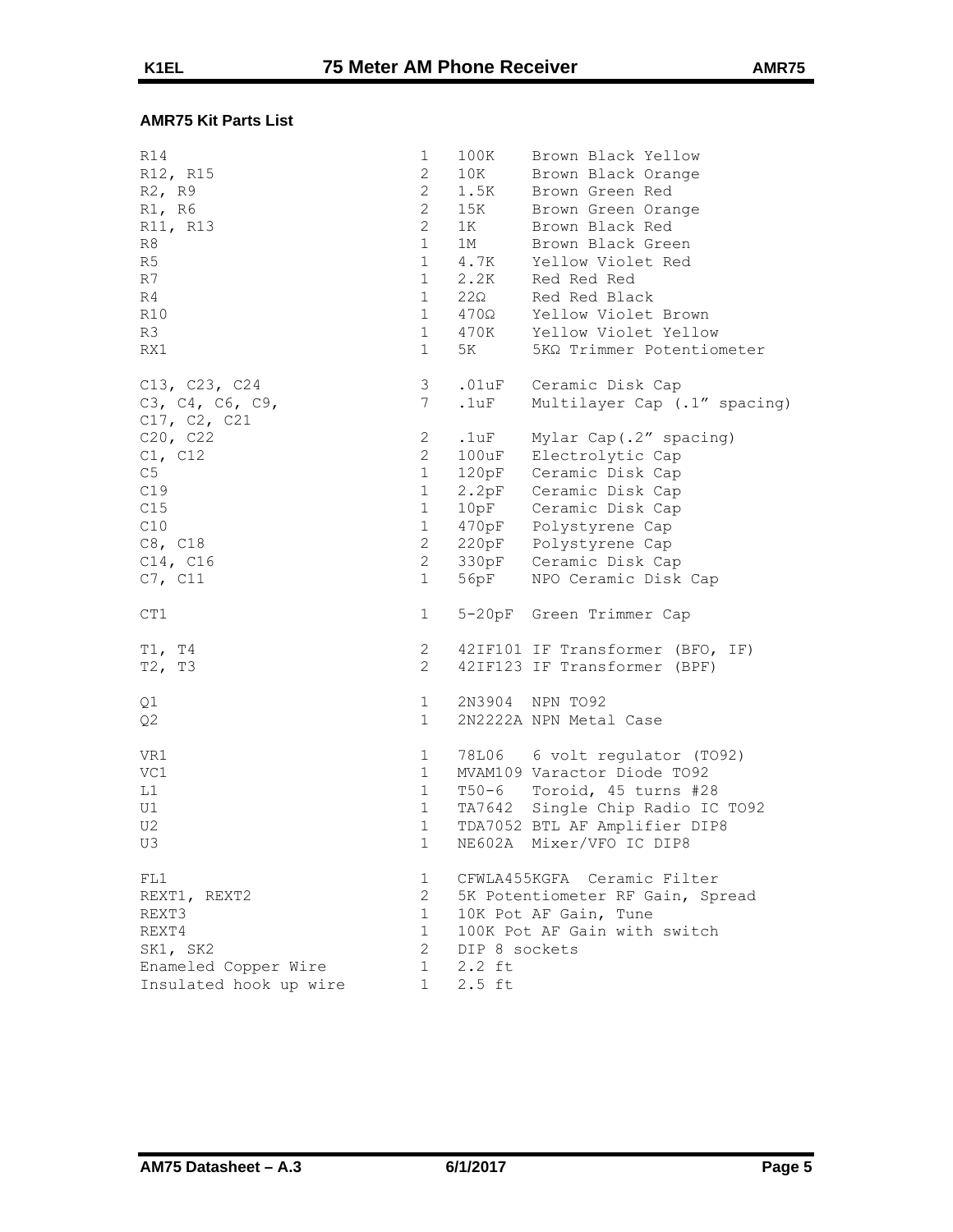### AMR75 Kit Parts List

| Part | Qty | Value | Description |
|---|---|---|---|
| R14 | 1 | 100K | Brown Black Yellow |
| R12, R15 | 2 | 10K | Brown Black Orange |
| R2, R9 | 2 | 1.5K | Brown Green Red |
| R1, R6 | 2 | 15K | Brown Green Orange |
| R11, R13 | 2 | 1K | Brown Black Red |
| R8 | 1 | 1M | Brown Black Green |
| R5 | 1 | 4.7K | Yellow Violet Red |
| R7 | 1 | 2.2K | Red Red Red |
| R4 | 1 | 22Ω | Red Red Black |
| R10 | 1 | 470Ω | Yellow Violet Brown |
| R3 | 1 | 470K | Yellow Violet Yellow |
| RX1 | 1 | 5K | 5KΩ Trimmer Potentiometer |
| C13, C23, C24 | 3 | .01uF | Ceramic Disk Cap |
| C3, C4, C6, C9, C17, C2, C21 | 7 | .1uF | Multilayer Cap (.1" spacing) |
| C20, C22 | 2 | .1uF | Mylar Cap(.2" spacing) |
| C1, C12 | 2 | 100uF | Electrolytic Cap |
| C5 | 1 | 120pF | Ceramic Disk Cap |
| C19 | 1 | 2.2pF | Ceramic Disk Cap |
| C15 | 1 | 10pF | Ceramic Disk Cap |
| C10 | 1 | 470pF | Polystyrene Cap |
| C8, C18 | 2 | 220pF | Polystyrene Cap |
| C14, C16 | 2 | 330pF | Ceramic Disk Cap |
| C7, C11 | 1 | 56pF | NPO Ceramic Disk Cap |
| CT1 | 1 | 5-20pF | Green Trimmer Cap |
| T1, T4 | 2 | 42IF101 | IF Transformer (BFO, IF) |
| T2, T3 | 2 | 42IF123 | IF Transformer (BPF) |
| Q1 | 1 | 2N3904 | NPN TO92 |
| Q2 | 1 | 2N2222A | NPN Metal Case |
| VR1 | 1 | 78L06 | 6 volt regulator (TO92) |
| VC1 | 1 | MVAM109 | Varactor Diode TO92 |
| L1 | 1 | T50-6 | Toroid, 45 turns #28 |
| U1 | 1 | TA7642 | Single Chip Radio IC TO92 |
| U2 | 1 | TDA7052 | BTL AF Amplifier DIP8 |
| U3 | 1 | NE602A | Mixer/VFO IC DIP8 |
| FL1 | 1 | CFWLA455KGFA | Ceramic Filter |
| REXT1, REXT2 | 2 | 5K | Potentiometer RF Gain, Spread |
| REXT3 | 1 | 10K | Pot AF Gain, Tune |
| REXT4 | 1 | 100K | Pot AF Gain with switch |
| SK1, SK2 | 2 | DIP 8 | sockets |
| Enameled Copper Wire | 1 | 2.2 ft | |
| Insulated hook up wire | 1 | 2.5 ft | |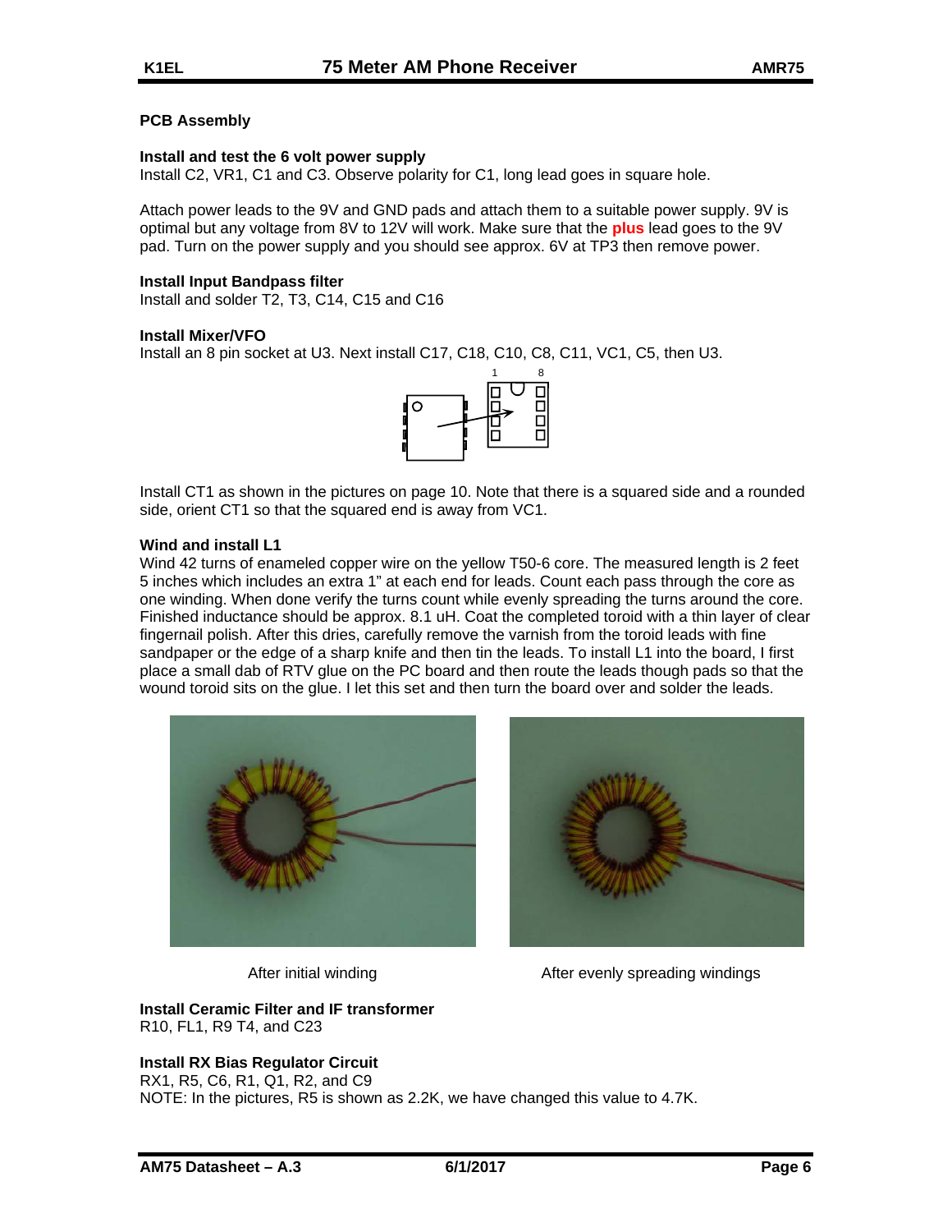## PCB Assembly

### Install and test the 6 volt power supply

Install C2, VR1, C1 and C3. Observe polarity for C1, long lead goes in square hole.

Attach power leads to the 9V and GND pads and attach them to a suitable power supply. 9V is optimal but any voltage from 8V to 12V will work. Make sure that the **plus** lead goes to the 9V pad. Turn on the power supply and you should see approx. 6V at TP3 then remove power.

### Install Input Bandpass filter

Install and solder T2, T3, C14, C15 and C16

### Install Mixer/VFO

Install an 8 pin socket at U3. Next install C17, C18, C10, C8, C11, VC1, C5, then U3.

Install CT1 as shown in the pictures on page 10. Note that there is a squared side and a rounded side, orient CT1 so that the squared end is away from VC1.

### Wind and install L1

Wind 42 turns of enameled copper wire on the yellow T50-6 core. The measured length is 2 feet 5 inches which includes an extra 1" at each end for leads. Count each pass through the core as one winding. When done verify the turns count while evenly spreading the turns around the core. Finished inductance should be approx. 8.1 uH. Coat the completed toroid with a thin layer of clear fingernail polish. After this dries, carefully remove the varnish from the toroid leads with fine sandpaper or the edge of a sharp knife and then tin the leads. To install L1 into the board, I first place a small dab of RTV glue on the PC board and then route the leads though pads so that the wound toroid sits on the glue. I let this set and then turn the board over and solder the leads.

After initial winding

After evenly spreading windings

### Install Ceramic Filter and IF transformer

R10, FL1, R9 T4, and C23

### Install RX Bias Regulator Circuit

RX1, R5, C6, R1, Q1, R2, and C9

NOTE: In the pictures, R5 is shown as 2.2K, we have changed this value to 4.7K.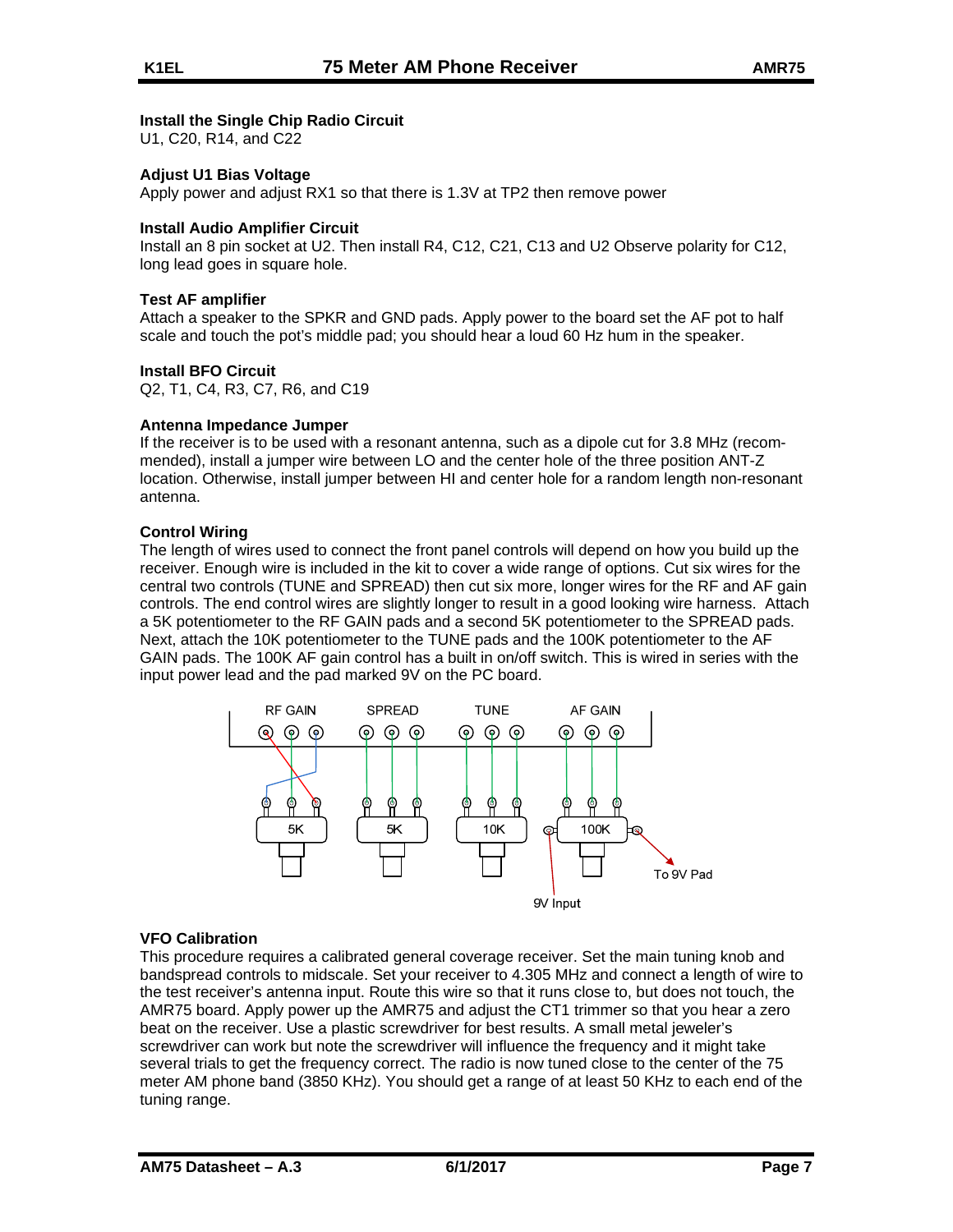### Install the Single Chip Radio Circuit

U1, C20, R14, and C22

### Adjust U1 Bias Voltage

Apply power and adjust RX1 so that there is 1.3V at TP2 then remove power

### Install Audio Amplifier Circuit

Install an 8 pin socket at U2. Then install R4, C12, C21, C13 and U2 Observe polarity for C12, long lead goes in square hole.

### Test AF amplifier

Attach a speaker to the SPKR and GND pads. Apply power to the board set the AF pot to half scale and touch the pot's middle pad; you should hear a loud 60 Hz hum in the speaker.

### Install BFO Circuit

Q2, T1, C4, R3, C7, R6, and C19

### Antenna Impedance Jumper

If the receiver is to be used with a resonant antenna, such as a dipole cut for 3.8 MHz (recommended), install a jumper wire between LO and the center hole of the three position ANT-Z location. Otherwise, install jumper between HI and center hole for a random length non-resonant antenna.

### Control Wiring

The length of wires used to connect the front panel controls will depend on how you build up the receiver. Enough wire is included in the kit to cover a wide range of options. Cut six wires for the central two controls (TUNE and SPREAD) then cut six more, longer wires for the RF and AF gain controls. The end control wires are slightly longer to result in a good looking wire harness. Attach a 5K potentiometer to the RF GAIN pads and a second 5K potentiometer to the SPREAD pads. Next, attach the 10K potentiometer to the TUNE pads and the 100K potentiometer to the AF GAIN pads. The 100K AF gain control has a built in on/off switch. This is wired in series with the input power lead and the pad marked 9V on the PC board.

RF GAIN SPREAD TUNE AF GAIN

5K 5K 10K 100K

9V Input To 9V Pad

### VFO Calibration

This procedure requires a calibrated general coverage receiver. Set the main tuning knob and bandspread controls to midscale. Set your receiver to 4.305 MHz and connect a length of wire to the test receiver's antenna input. Route this wire so that it runs close to, but does not touch, the AMR75 board. Apply power up the AMR75 and adjust the CT1 trimmer so that you hear a zero beat on the receiver. Use a plastic screwdriver for best results. A small metal jeweler's screwdriver can work but note the screwdriver will influence the frequency and it might take several trials to get the frequency correct. The radio is now tuned close to the center of the 75 meter AM phone band (3850 KHz). You should get a range of at least 50 KHz to each end of the tuning range.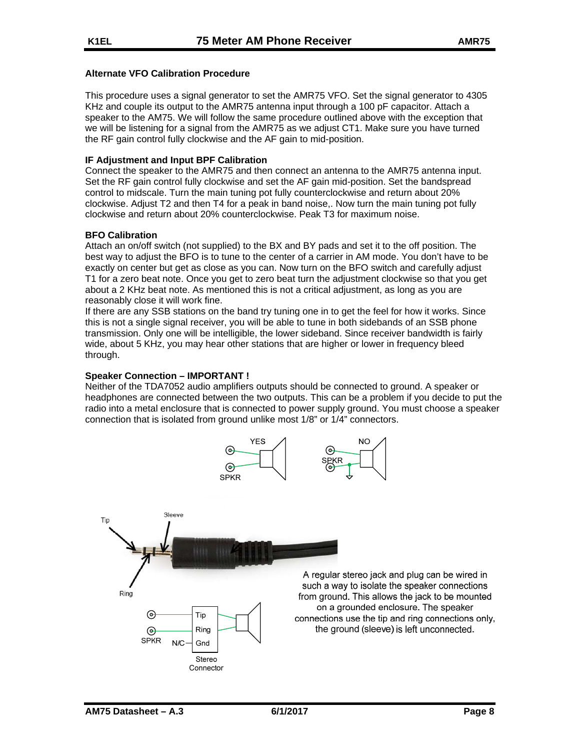### Alternate VFO Calibration Procedure

This procedure uses a signal generator to set the AMR75 VFO. Set the signal generator to 4305 KHz and couple its output to the AMR75 antenna input through a 100 pF capacitor. Attach a speaker to the AM75. We will follow the same procedure outlined above with the exception that we will be listening for a signal from the AMR75 as we adjust CT1. Make sure you have turned the RF gain control fully clockwise and the AF gain to mid-position.

### IF Adjustment and Input BPF Calibration

Connect the speaker to the AMR75 and then connect an antenna to the AMR75 antenna input. Set the RF gain control fully clockwise and set the AF gain mid-position. Set the bandspread control to midscale. Turn the main tuning pot fully counterclockwise and return about 20% clockwise. Adjust T2 and then T4 for a peak in band noise,. Now turn the main tuning pot fully clockwise and return about 20% counterclockwise. Peak T3 for maximum noise.

### BFO Calibration

Attach an on/off switch (not supplied) to the BX and BY pads and set it to the off position. The best way to adjust the BFO is to tune to the center of a carrier in AM mode. You don't have to be exactly on center but get as close as you can. Now turn on the BFO switch and carefully adjust T1 for a zero beat note. Once you get to zero beat turn the adjustment clockwise so that you get about a 2 KHz beat note. As mentioned this is not a critical adjustment, as long as you are reasonably close it will work fine.

If there are any SSB stations on the band try tuning one in to get the feel for how it works. Since this is not a single signal receiver, you will be able to tune in both sidebands of an SSB phone transmission. Only one will be intelligible, the lower sideband. Since receiver bandwidth is fairly wide, about 5 KHz, you may hear other stations that are higher or lower in frequency bleed through.

### Speaker Connection – IMPORTANT !

Neither of the TDA7052 audio amplifiers outputs should be connected to ground. A speaker or headphones are connected between the two outputs. This can be a problem if you decide to put the radio into a metal enclosure that is connected to power supply ground. You must choose a speaker connection that is isolated from ground unlike most 1/8" or 1/4" connectors.

A regular stereo jack and plug can be wired in such a way to isolate the speaker connections from ground. This allows the jack to be mounted on a grounded enclosure. The speaker connections use the tip and ring connections only, the ground (sleeve) is left unconnected.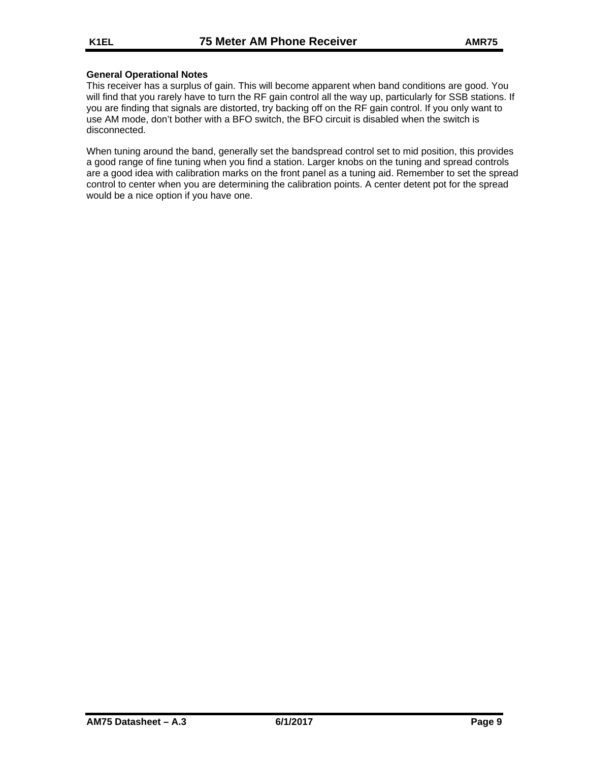**General Operational Notes**

This receiver has a surplus of gain. This will become apparent when band conditions are good. You will find that you rarely have to turn the RF gain control all the way up, particularly for SSB stations. If you are finding that signals are distorted, try backing off on the RF gain control. If you only want to use AM mode, don't bother with a BFO switch, the BFO circuit is disabled when the switch is disconnected.

When tuning around the band, generally set the bandspread control set to mid position, this provides a good range of fine tuning when you find a station. Larger knobs on the tuning and spread controls are a good idea with calibration marks on the front panel as a tuning aid. Remember to set the spread control to center when you are determining the calibration points. A center detent pot for the spread would be a nice option if you have one.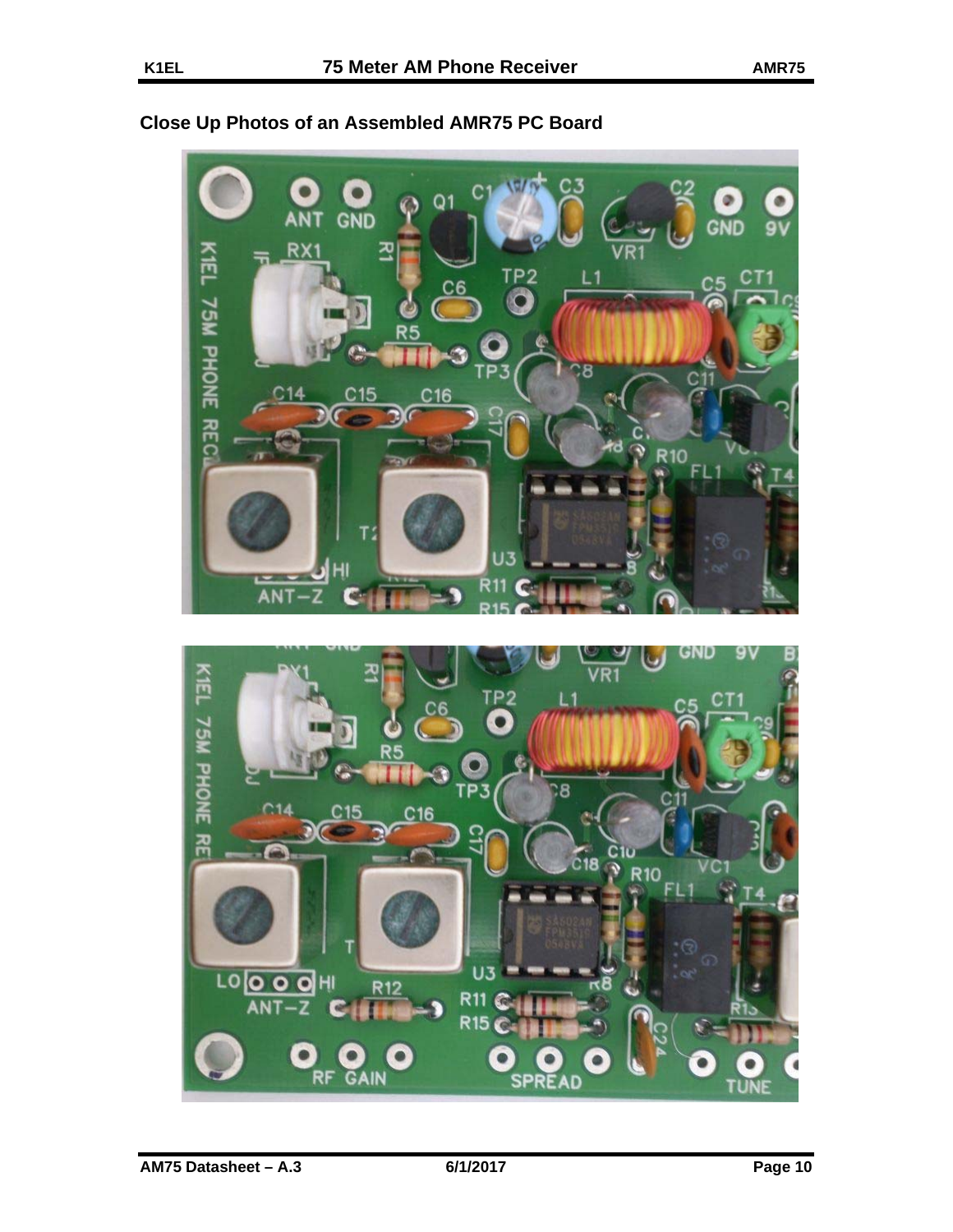## Close Up Photos of an Assembled AMR75 PC Board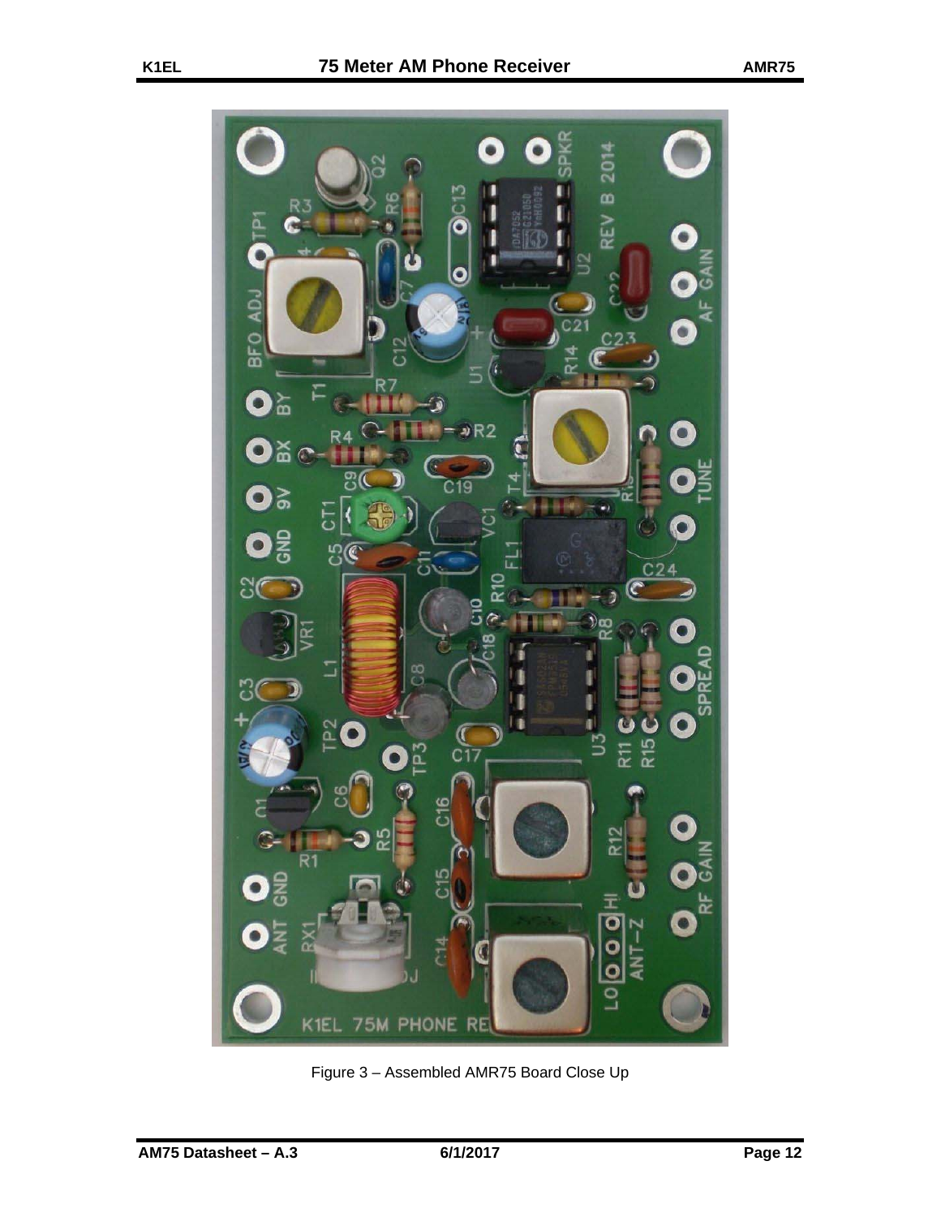Figure 3 – Assembled AMR75 Board Close Up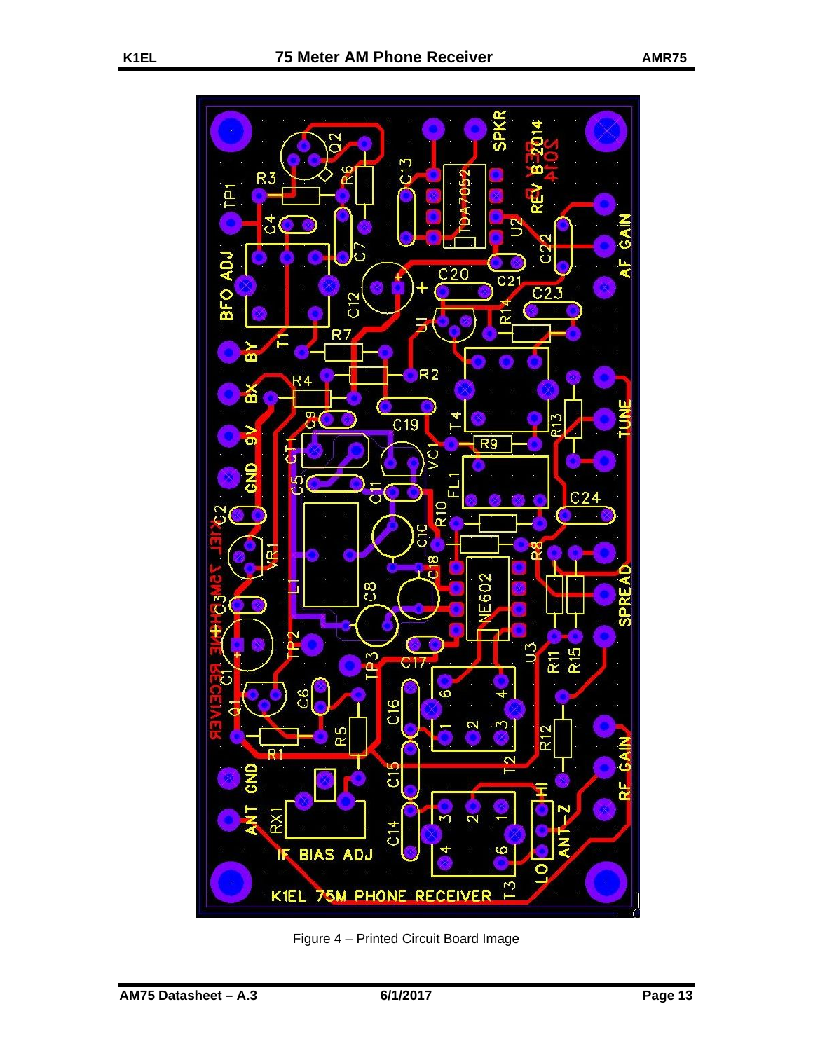Figure 4 – Printed Circuit Board Image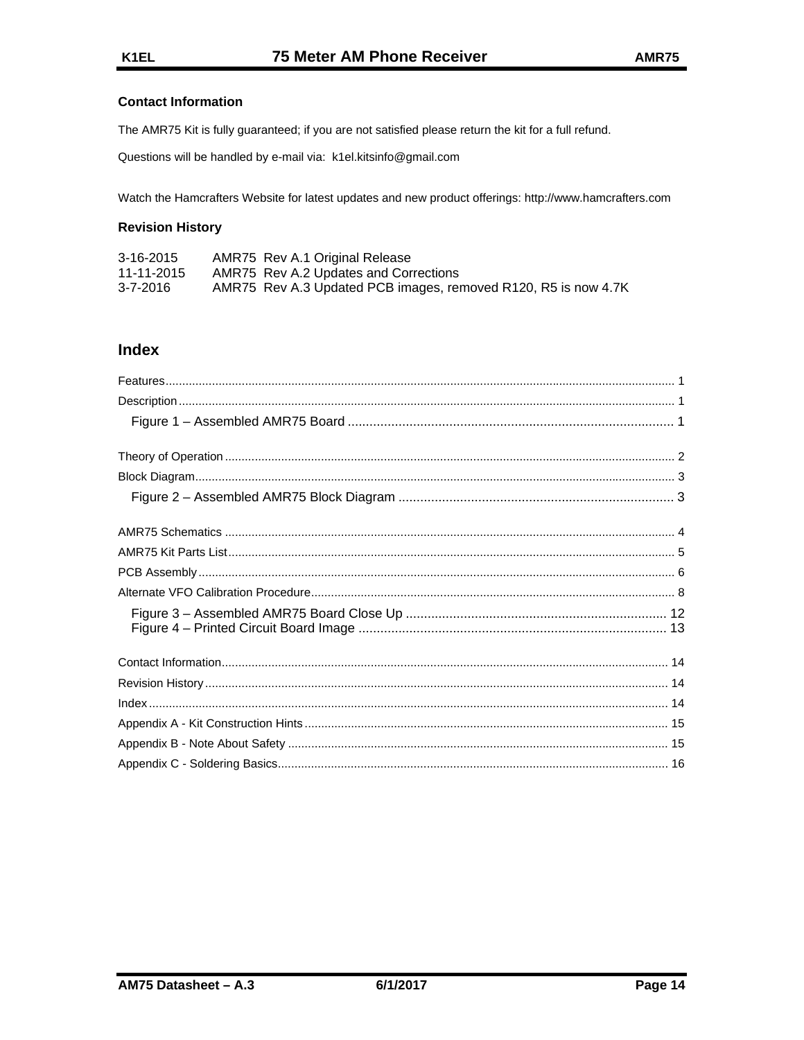### Contact Information

The AMR75 Kit is fully guaranteed; if you are not satisfied please return the kit for a full refund.

Questions will be handled by e-mail via: k1el.kitsinfo@gmail.com

Watch the Hamcrafters Website for latest updates and new product offerings: http://www.hamcrafters.com

### Revision History

| | |
|---|---|
| 3-16-2015 | AMR75 Rev A.1 Original Release |
| 11-11-2015 | AMR75 Rev A.2 Updates and Corrections |
| 3-7-2016 | AMR75 Rev A.3 Updated PCB images, removed R120, R5 is now 4.7K |

## Index

Features ........ 1
Description ........ 1
  Figure 1 – Assembled AMR75 Board ........ 1

Theory of Operation ........ 2
Block Diagram ........ 3
  Figure 2 – Assembled AMR75 Block Diagram ........ 3

AMR75 Schematics ........ 4
AMR75 Kit Parts List ........ 5
PCB Assembly ........ 6
Alternate VFO Calibration Procedure ........ 8
  Figure 3 – Assembled AMR75 Board Close Up ........ 12
  Figure 4 – Printed Circuit Board Image ........ 13

Contact Information ........ 14
Revision History ........ 14
Index ........ 14
Appendix A - Kit Construction Hints ........ 15
Appendix B - Note About Safety ........ 15
Appendix C - Soldering Basics ........ 16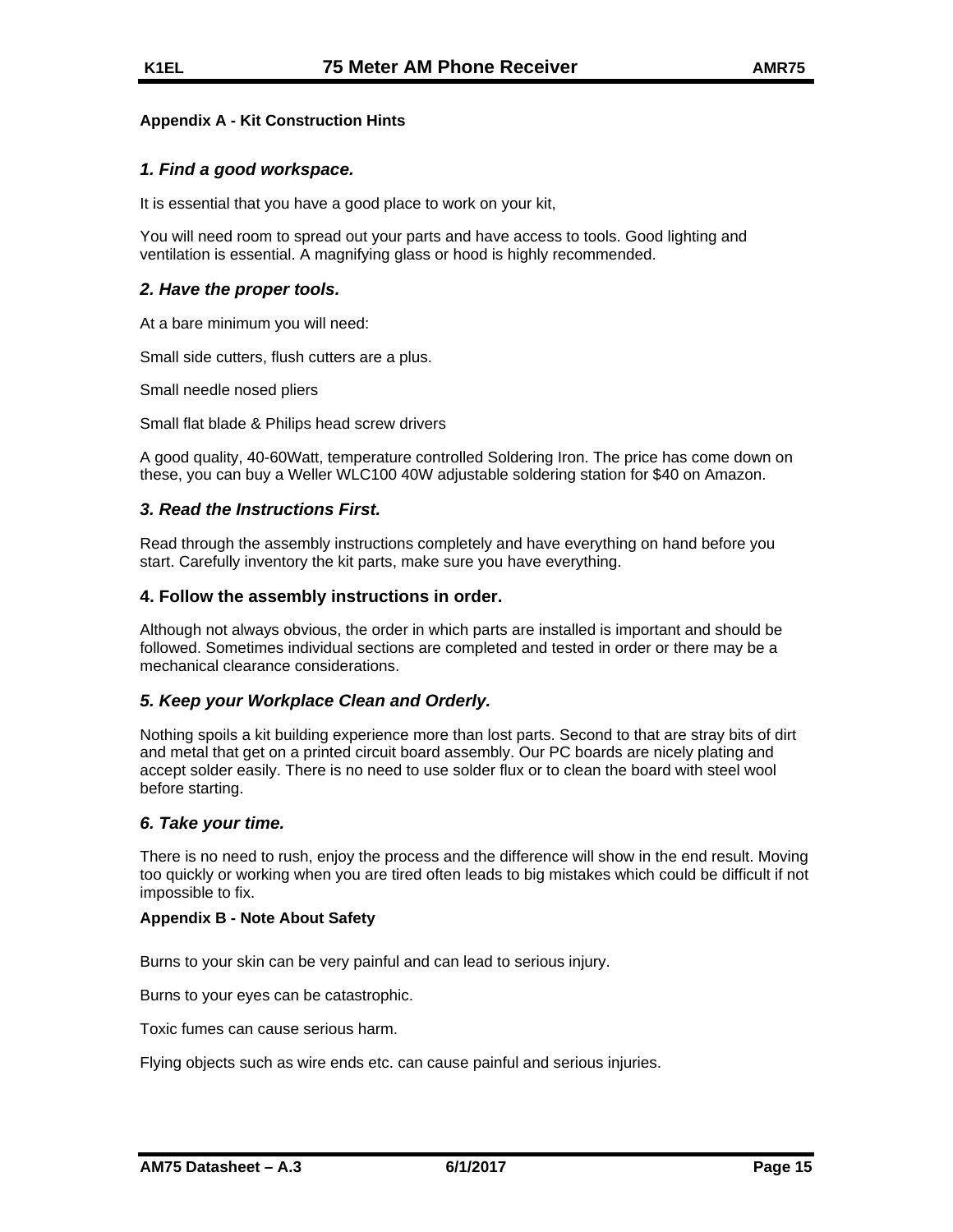### Appendix A - Kit Construction Hints

#### *1. Find a good workspace.*

It is essential that you have a good place to work on your kit,

You will need room to spread out your parts and have access to tools. Good lighting and ventilation is essential. A magnifying glass or hood is highly recommended.

#### *2. Have the proper tools.*

At a bare minimum you will need:

Small side cutters, flush cutters are a plus.

Small needle nosed pliers

Small flat blade & Philips head screw drivers

A good quality, 40-60Watt, temperature controlled Soldering Iron. The price has come down on these, you can buy a Weller WLC100 40W adjustable soldering station for $40 on Amazon.

#### *3. Read the Instructions First.*

Read through the assembly instructions completely and have everything on hand before you start. Carefully inventory the kit parts, make sure you have everything.

#### 4. Follow the assembly instructions in order.

Although not always obvious, the order in which parts are installed is important and should be followed. Sometimes individual sections are completed and tested in order or there may be a mechanical clearance considerations.

#### *5. Keep your Workplace Clean and Orderly.*

Nothing spoils a kit building experience more than lost parts. Second to that are stray bits of dirt and metal that get on a printed circuit board assembly. Our PC boards are nicely plating and accept solder easily. There is no need to use solder flux or to clean the board with steel wool before starting.

#### *6. Take your time.*

There is no need to rush, enjoy the process and the difference will show in the end result. Moving too quickly or working when you are tired often leads to big mistakes which could be difficult if not impossible to fix.

### Appendix B - Note About Safety

Burns to your skin can be very painful and can lead to serious injury.

Burns to your eyes can be catastrophic.

Toxic fumes can cause serious harm.

Flying objects such as wire ends etc. can cause painful and serious injuries.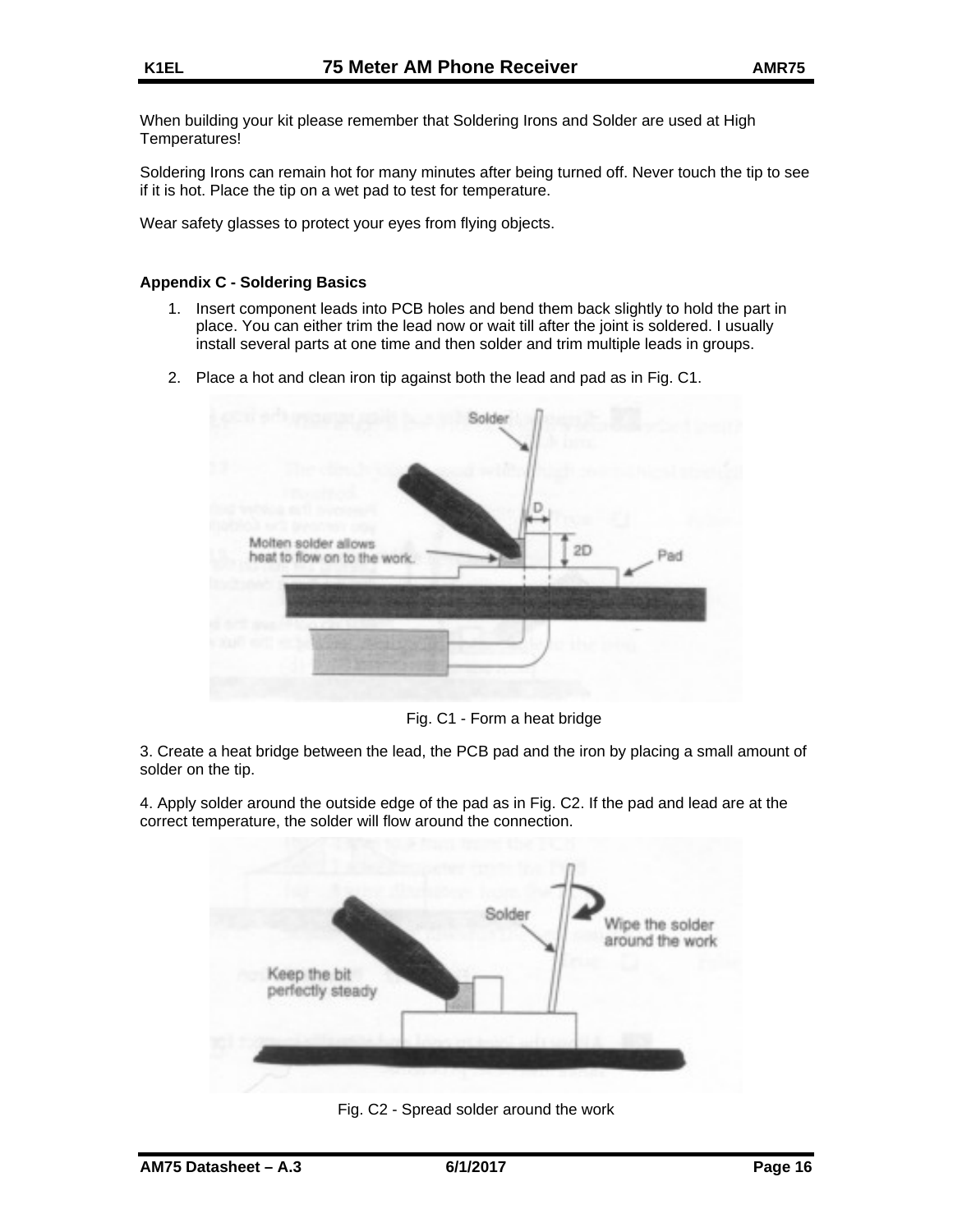When building your kit please remember that Soldering Irons and Solder are used at High Temperatures!

Soldering Irons can remain hot for many minutes after being turned off. Never touch the tip to see if it is hot. Place the tip on a wet pad to test for temperature.

Wear safety glasses to protect your eyes from flying objects.

**Appendix C - Soldering Basics**

1. Insert component leads into PCB holes and bend them back slightly to hold the part in place. You can either trim the lead now or wait till after the joint is soldered. I usually install several parts at one time and then solder and trim multiple leads in groups.
2. Place a hot and clean iron tip against both the lead and pad as in Fig. C1.

Fig. C1 - Form a heat bridge

3. Create a heat bridge between the lead, the PCB pad and the iron by placing a small amount of solder on the tip.

4. Apply solder around the outside edge of the pad as in Fig. C2. If the pad and lead are at the correct temperature, the solder will flow around the connection.

Fig. C2 - Spread solder around the work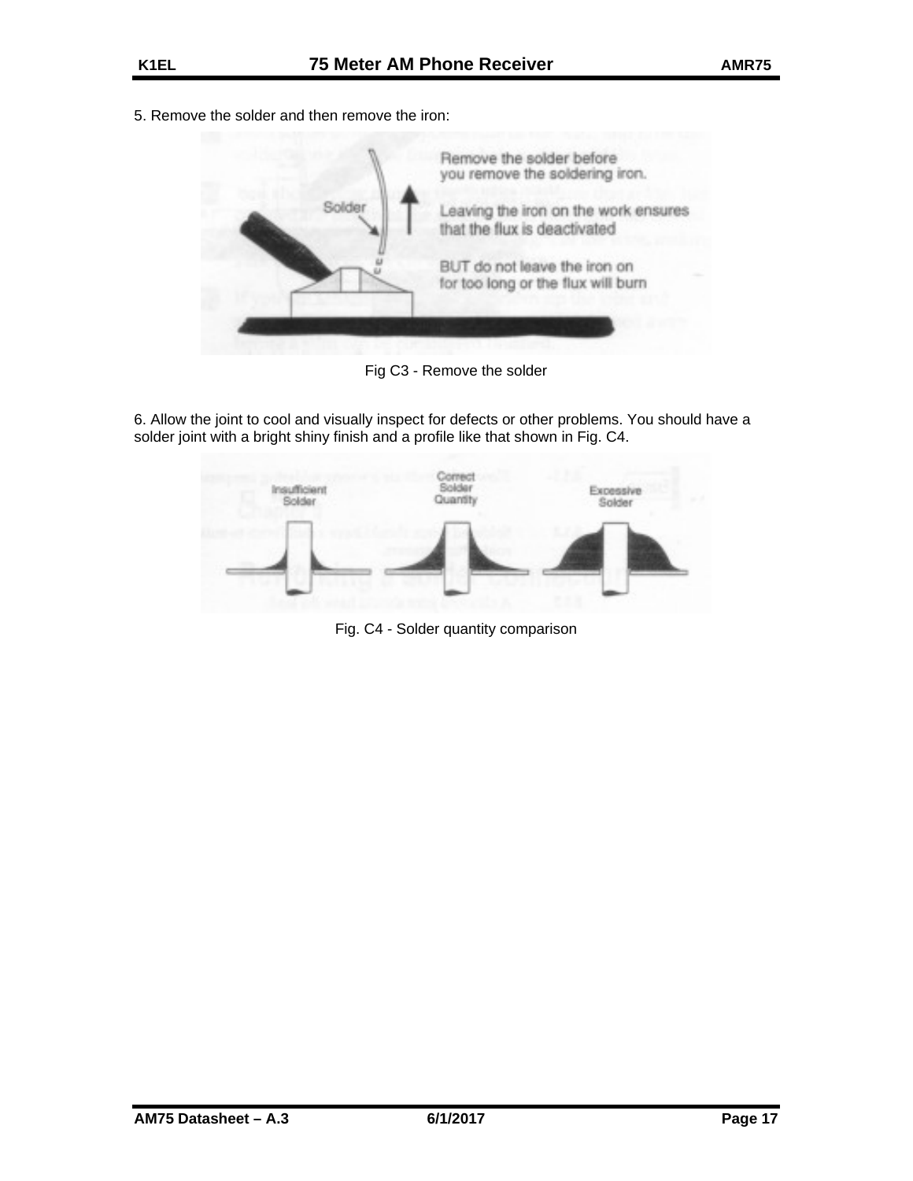5. Remove the solder and then remove the iron:

Remove the solder before you remove the soldering iron.

Leaving the iron on the work ensures that the flux is deactivated

BUT do not leave the iron on for too long or the flux will burn

Solder

Fig C3 - Remove the solder

6. Allow the joint to cool and visually inspect for defects or other problems. You should have a solder joint with a bright shiny finish and a profile like that shown in Fig. C4.

Insufficient Solder

Correct Solder Quantity

Excessive Solder

Fig. C4 - Solder quantity comparison